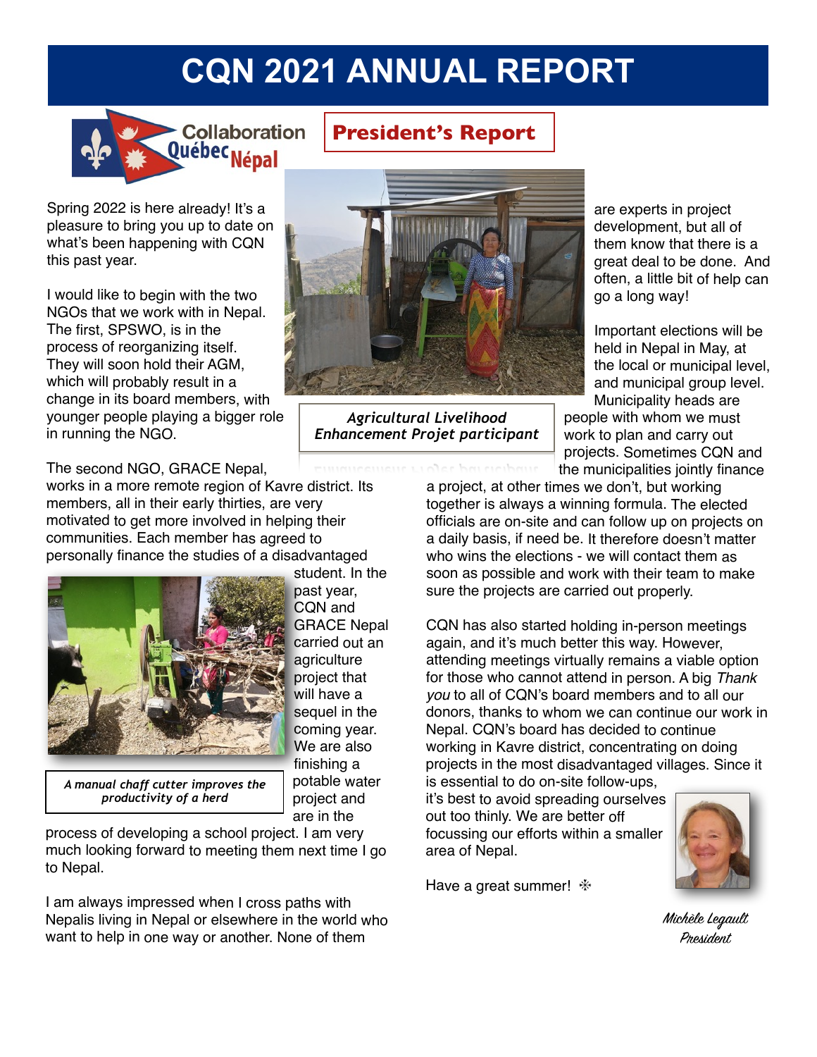# CQN 2021 ANNUAL REPORT

Collaboration Québec Népal

## President's Report

Spring 2022 is here already! It's a pleasure to bring you up to date on what's been happening with CQN this past year.

I would like to begin with the two NGOs that we work with in Nepal. The first, SPSWO, is in the process of reorganizing itself. They will soon hold their AGM, which will probably result in a change in its board members, with younger people playing a bigger role in running the NGO.

The second NGO, GRACE Nepal, works in a more remote region of Kavre district. Its members, all in their early thirties, are very motivated to get more involved in helping their communities. Each member has agreed to personally finance the studies of a disadvantaged student. In the past year, CQN and GRACE Nepal carried out an agriculture project that will have a sequel in the coming year. We are also finishing a potable water project and are in the process of developing a school project. I am very much looking forward to meeting them next time I go to Nepal.

*A manual chaff cutter improves the productivity of a herd*

*Agricultural Livelihood Enhancement Projet participant*

I am always impressed when I cross paths with Nepalis living in Nepal or elsewhere in the world who want to help in one way or another. None of them are experts in project development, but all of them know that there is a great deal to be done. And often, a little bit of help can go a long way!

Important elections will be held in Nepal in May, at the local or municipal level, and municipal group level. Municipality heads are people with whom we must work to plan and carry out projects. Sometimes CQN and the municipalities jointly finance a project, at other times we don't, but working together is always a winning formula. The elected officials are on-site and can follow up on projects on a daily basis, if need be. It therefore doesn't matter who wins the elections - we will contact them as soon as possible and work with their team to make sure the projects are carried out properly.

CQN has also started holding in-person meetings again, and it's much better this way. However, attending meetings virtually remains a viable option for those who cannot attend in person. A big *Thank you* to all of CQN's board members and to all our donors, thanks to whom we can continue our work in Nepal. CQN's board has decided to continue working in Kavre district, concentrating on doing projects in the most disadvantaged villages. Since it is essential to do on-site follow-ups, it's best to avoid spreading ourselves out too thinly. We are better off focussing our efforts within a smaller area of Nepal.

Have a great summer! ❇

*Michèle Legault*
*President*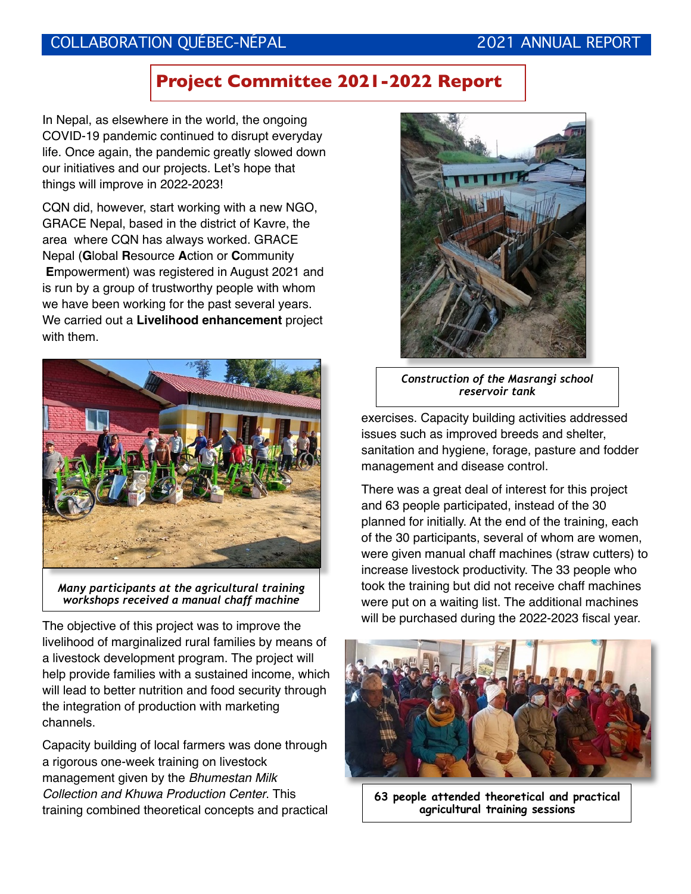# Project Committee 2021-2022 Report

In Nepal, as elsewhere in the world, the ongoing COVID-19 pandemic continued to disrupt everyday life. Once again, the pandemic greatly slowed down our initiatives and our projects. Let's hope that things will improve in 2022-2023!

CQN did, however, start working with a new NGO, GRACE Nepal, based in the district of Kavre, the area where CQN has always worked. GRACE Nepal (**G**lobal **R**esource **A**ction or **C**ommunity **E**mpowerment) was registered in August 2021 and is run by a group of trustworthy people with whom we have been working for the past several years. We carried out a **Livelihood enhancement** project with them.

*Many participants at the agricultural training workshops received a manual chaff machine*

The objective of this project was to improve the livelihood of marginalized rural families by means of a livestock development program. The project will help provide families with a sustained income, which will lead to better nutrition and food security through the integration of production with marketing channels.

Capacity building of local farmers was done through a rigorous one-week training on livestock management given by the *Bhumestan Milk Collection and Khuwa Production Center*. This training combined theoretical concepts and practical exercises. Capacity building activities addressed issues such as improved breeds and shelter, sanitation and hygiene, forage, pasture and fodder management and disease control.

*Construction of the Masrangi school reservoir tank*

There was a great deal of interest for this project and 63 people participated, instead of the 30 planned for initially. At the end of the training, each of the 30 participants, several of whom are women, were given manual chaff machines (straw cutters) to increase livestock productivity. The 33 people who took the training but did not receive chaff machines were put on a waiting list. The additional machines will be purchased during the 2022-2023 fiscal year.

**63 people attended theoretical and practical agricultural training sessions**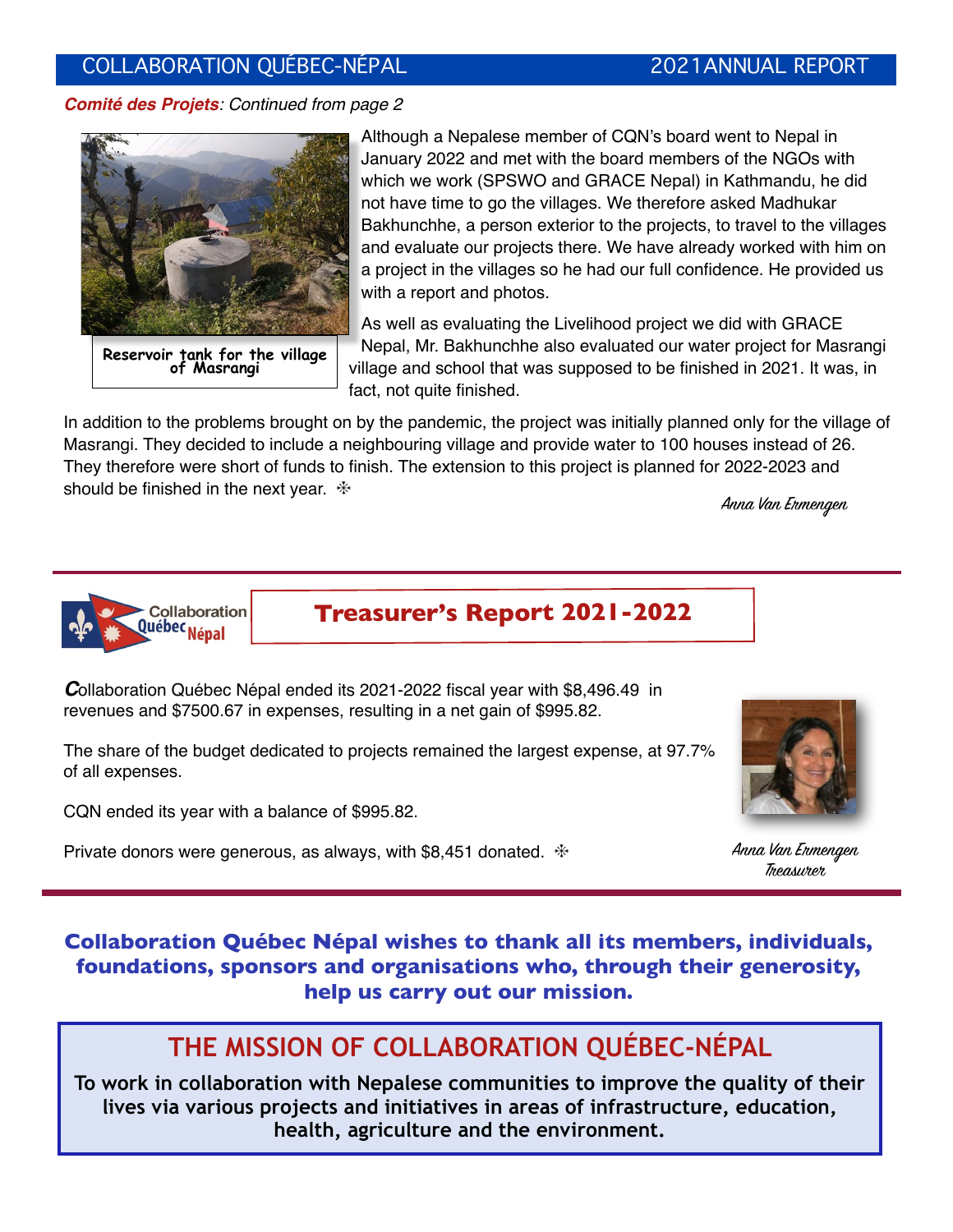***Comité des Projets**: Continued from page 2*

Reservoir tank for the village of Masrangi

Although a Nepalese member of CQN's board went to Nepal in January 2022 and met with the board members of the NGOs with which we work (SPSWO and GRACE Nepal) in Kathmandu, he did not have time to go the villages. We therefore asked Madhukar Bakhunchhe, a person exterior to the projects, to travel to the villages and evaluate our projects there. We have already worked with him on a project in the villages so he had our full confidence. He provided us with a report and photos.

As well as evaluating the Livelihood project we did with GRACE Nepal, Mr. Bakhunchhe also evaluated our water project for Masrangi village and school that was supposed to be finished in 2021. It was, in fact, not quite finished.

In addition to the problems brought on by the pandemic, the project was initially planned only for the village of Masrangi. They decided to include a neighbouring village and provide water to 100 houses instead of 26. They therefore were short of funds to finish. The extension to this project is planned for 2022-2023 and should be finished in the next year. ❇

*Anna Van Ermengen*

## Treasurer's Report 2021-2022

Collaboration Québec Népal ended its 2021-2022 fiscal year with $8,496.49 in revenues and $7500.67 in expenses, resulting in a net gain of $995.82.

The share of the budget dedicated to projects remained the largest expense, at 97.7% of all expenses.

CQN ended its year with a balance of $995.82.

Private donors were generous, as always, with $8,451 donated. ❇

*Anna Van Ermengen*
*Treasurer*

**Collaboration Québec Népal wishes to thank all its members, individuals, foundations, sponsors and organisations who, through their generosity, help us carry out our mission.**

## THE MISSION OF COLLABORATION QUÉBEC-NÉPAL

**To work in collaboration with Nepalese communities to improve the quality of their lives via various projects and initiatives in areas of infrastructure, education, health, agriculture and the environment.**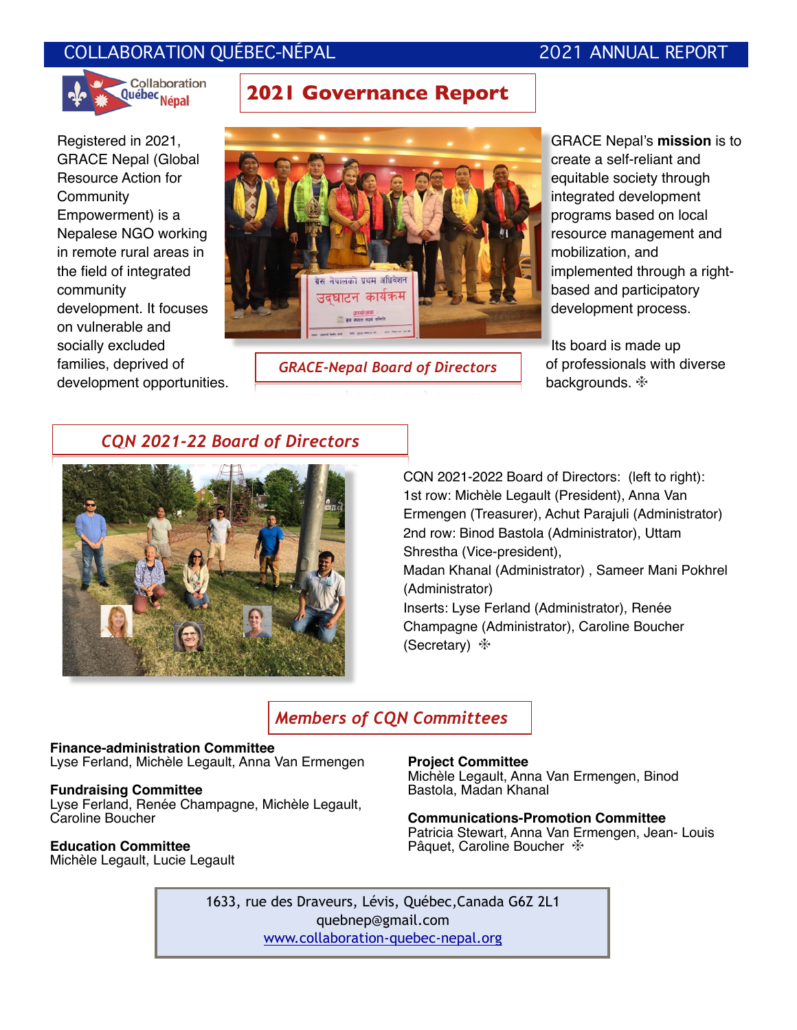# 2021 Governance Report

Registered in 2021, GRACE Nepal (Global Resource Action for Community Empowerment) is a Nepalese NGO working in remote rural areas in the field of integrated community development. It focuses on vulnerable and socially excluded families, deprived of development opportunities.

*GRACE-Nepal Board of Directors*

GRACE Nepal's **mission** is to create a self-reliant and equitable society through integrated development programs based on local resource management and mobilization, and implemented through a right-based and participatory development process.

Its board is made up of professionals with diverse backgrounds. ❈

## *CQN 2021-22 Board of Directors*

CQN 2021-2022 Board of Directors: (left to right):
1st row: Michèle Legault (President), Anna Van Ermengen (Treasurer), Achut Parajuli (Administrator)
2nd row: Binod Bastola (Administrator), Uttam Shrestha (Vice-president),
Madan Khanal (Administrator) , Sameer Mani Pokhrel (Administrator)
Inserts: Lyse Ferland (Administrator), Renée Champagne (Administrator), Caroline Boucher (Secretary) ❈

## *Members of CQN Committees*

**Finance-administration Committee**
Lyse Ferland, Michèle Legault, Anna Van Ermengen

**Fundraising Committee**
Lyse Ferland, Renée Champagne, Michèle Legault, Caroline Boucher

**Education Committee**
Michèle Legault, Lucie Legault

**Project Committee**
Michèle Legault, Anna Van Ermengen, Binod Bastola, Madan Khanal

**Communications-Promotion Committee**
Patricia Stewart, Anna Van Ermengen, Jean- Louis Pâquet, Caroline Boucher ❈

1633, rue des Draveurs, Lévis, Québec,Canada G6Z 2L1
quebnep@gmail.com
www.collaboration-quebec-nepal.org